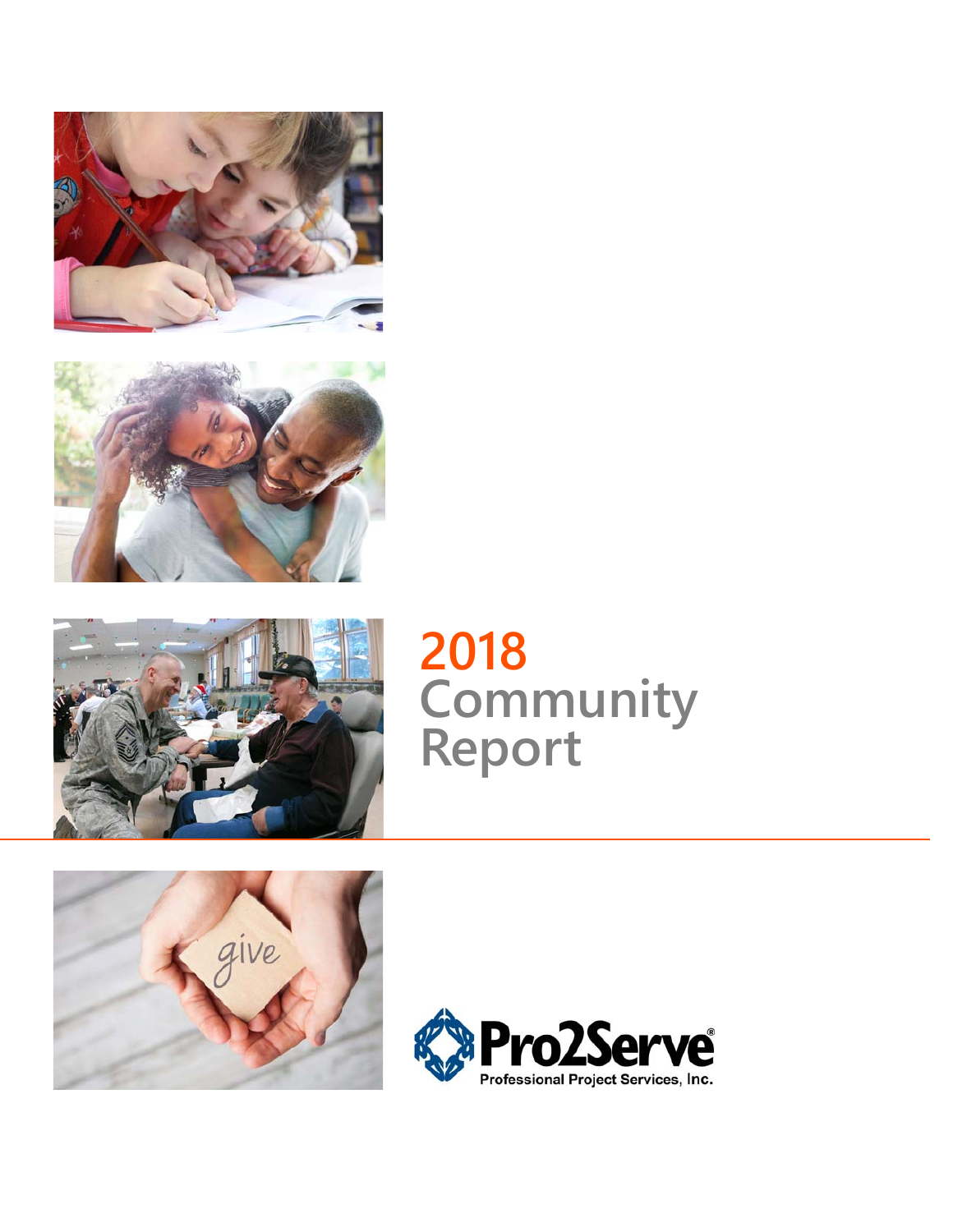# 2018 Community Report

Pro2Serve®
Professional Project Services, Inc.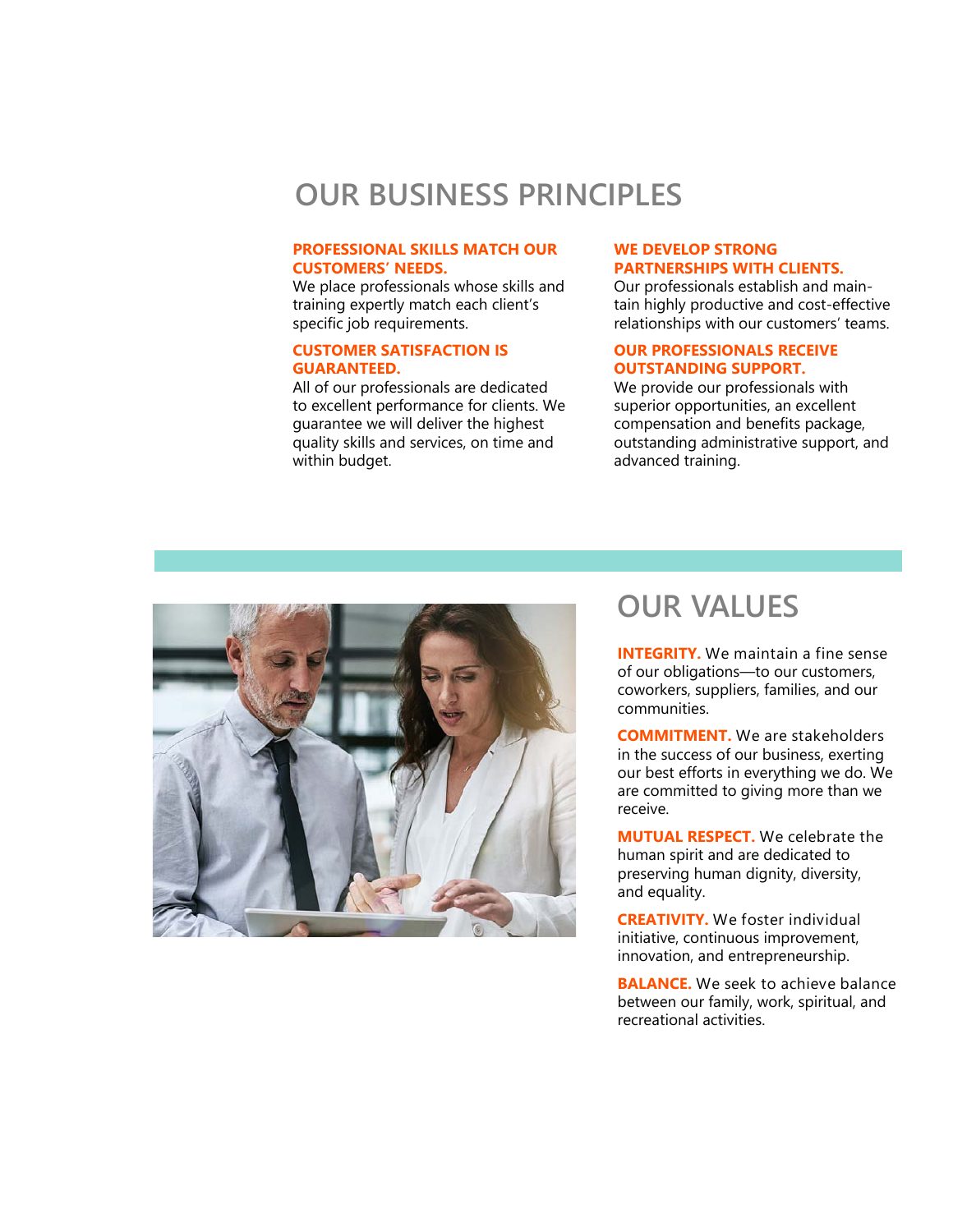## OUR BUSINESS PRINCIPLES

**PROFESSIONAL SKILLS MATCH OUR CUSTOMERS' NEEDS.**
We place professionals whose skills and training expertly match each client's specific job requirements.

**CUSTOMER SATISFACTION IS GUARANTEED.**
All of our professionals are dedicated to excellent performance for clients. We guarantee we will deliver the highest quality skills and services, on time and within budget.

**WE DEVELOP STRONG PARTNERSHIPS WITH CLIENTS.**
Our professionals establish and maintain highly productive and cost-effective relationships with our customers' teams.

**OUR PROFESSIONALS RECEIVE OUTSTANDING SUPPORT.**
We provide our professionals with superior opportunities, an excellent compensation and benefits package, outstanding administrative support, and advanced training.

## OUR VALUES

**INTEGRITY.** We maintain a fine sense of our obligations—to our customers, coworkers, suppliers, families, and our communities.

**COMMITMENT.** We are stakeholders in the success of our business, exerting our best efforts in everything we do. We are committed to giving more than we receive.

**MUTUAL RESPECT.** We celebrate the human spirit and are dedicated to preserving human dignity, diversity, and equality.

**CREATIVITY.** We foster individual initiative, continuous improvement, innovation, and entrepreneurship.

**BALANCE.** We seek to achieve balance between our family, work, spiritual, and recreational activities.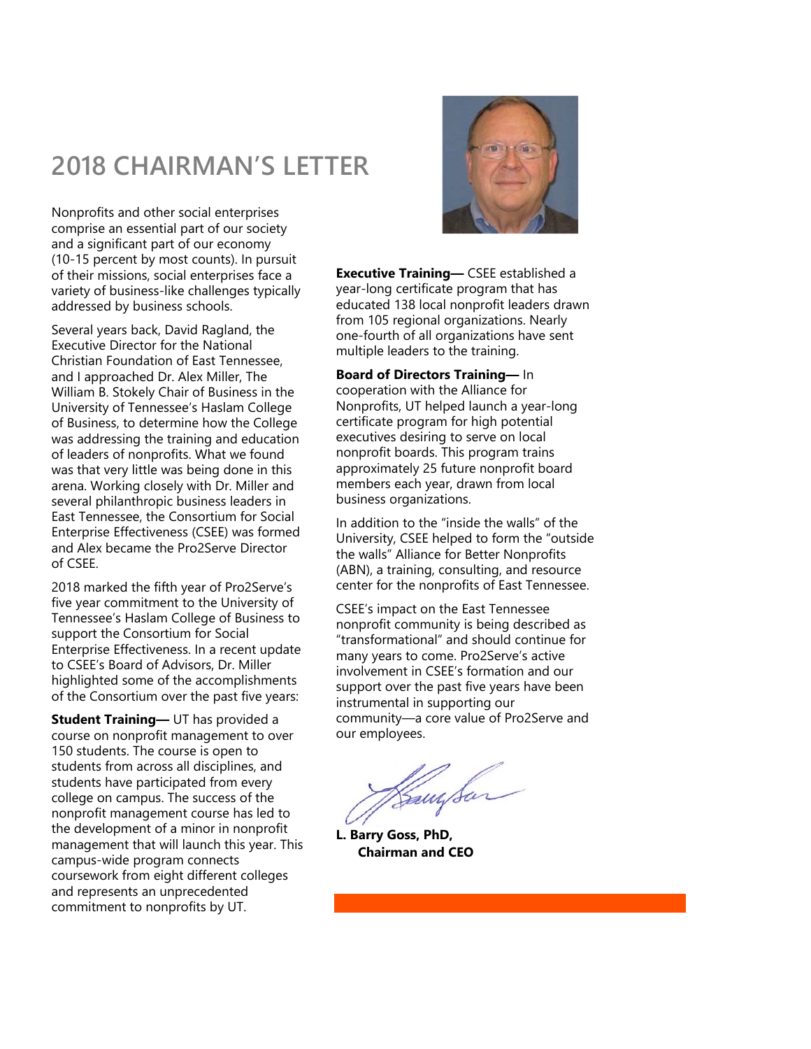# 2018 CHAIRMAN'S LETTER

Nonprofits and other social enterprises comprise an essential part of our society and a significant part of our economy (10-15 percent by most counts). In pursuit of their missions, social enterprises face a variety of business-like challenges typically addressed by business schools.

Several years back, David Ragland, the Executive Director for the National Christian Foundation of East Tennessee, and I approached Dr. Alex Miller, The William B. Stokely Chair of Business in the University of Tennessee's Haslam College of Business, to determine how the College was addressing the training and education of leaders of nonprofits. What we found was that very little was being done in this arena. Working closely with Dr. Miller and several philanthropic business leaders in East Tennessee, the Consortium for Social Enterprise Effectiveness (CSEE) was formed and Alex became the Pro2Serve Director of CSEE.

2018 marked the fifth year of Pro2Serve's five year commitment to the University of Tennessee's Haslam College of Business to support the Consortium for Social Enterprise Effectiveness. In a recent update to CSEE's Board of Advisors, Dr. Miller highlighted some of the accomplishments of the Consortium over the past five years:

**Student Training—** UT has provided a course on nonprofit management to over 150 students. The course is open to students from across all disciplines, and students have participated from every college on campus. The success of the nonprofit management course has led to the development of a minor in nonprofit management that will launch this year. This campus-wide program connects coursework from eight different colleges and represents an unprecedented commitment to nonprofits by UT.

**Executive Training—** CSEE established a year-long certificate program that has educated 138 local nonprofit leaders drawn from 105 regional organizations. Nearly one-fourth of all organizations have sent multiple leaders to the training.

**Board of Directors Training—** In cooperation with the Alliance for Nonprofits, UT helped launch a year-long certificate program for high potential executives desiring to serve on local nonprofit boards. This program trains approximately 25 future nonprofit board members each year, drawn from local business organizations.

In addition to the "inside the walls" of the University, CSEE helped to form the "outside the walls" Alliance for Better Nonprofits (ABN), a training, consulting, and resource center for the nonprofits of East Tennessee.

CSEE's impact on the East Tennessee nonprofit community is being described as "transformational" and should continue for many years to come. Pro2Serve's active involvement in CSEE's formation and our support over the past five years have been instrumental in supporting our community—a core value of Pro2Serve and our employees.

**L. Barry Goss, PhD,**
**Chairman and CEO**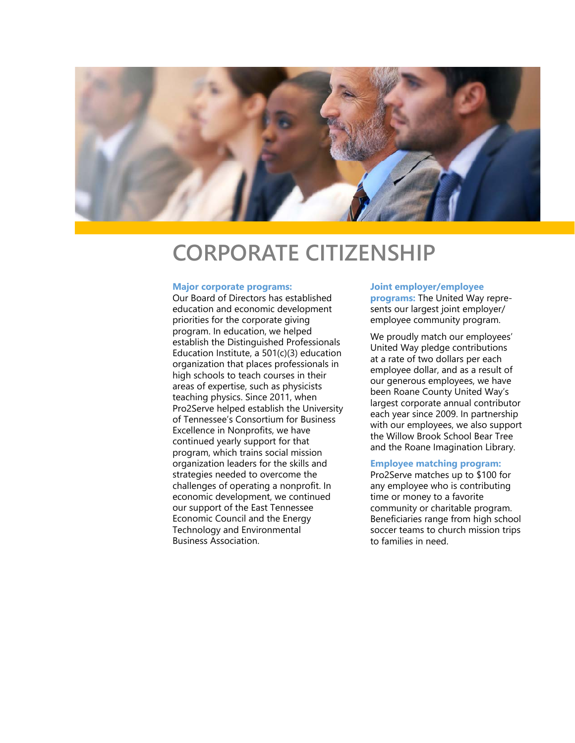# CORPORATE CITIZENSHIP

**Major corporate programs:** Our Board of Directors has established education and economic development priorities for the corporate giving program. In education, we helped establish the Distinguished Professionals Education Institute, a 501(c)(3) education organization that places professionals in high schools to teach courses in their areas of expertise, such as physicists teaching physics. Since 2011, when Pro2Serve helped establish the University of Tennessee's Consortium for Business Excellence in Nonprofits, we have continued yearly support for that program, which trains social mission organization leaders for the skills and strategies needed to overcome the challenges of operating a nonprofit. In economic development, we continued our support of the East Tennessee Economic Council and the Energy Technology and Environmental Business Association.

**Joint employer/employee programs:** The United Way represents our largest joint employer/employee community program.

We proudly match our employees' United Way pledge contributions at a rate of two dollars per each employee dollar, and as a result of our generous employees, we have been Roane County United Way's largest corporate annual contributor each year since 2009. In partnership with our employees, we also support the Willow Brook School Bear Tree and the Roane Imagination Library.

**Employee matching program:** Pro2Serve matches up to $100 for any employee who is contributing time or money to a favorite community or charitable program. Beneficiaries range from high school soccer teams to church mission trips to families in need.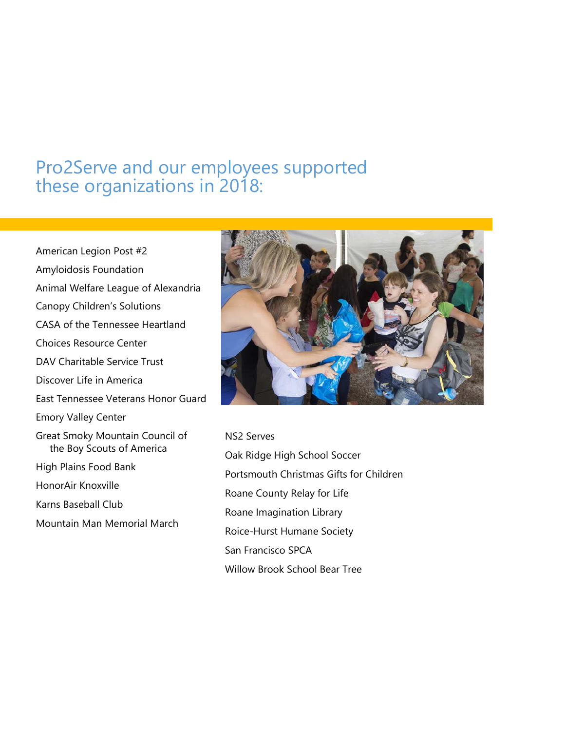## Pro2Serve and our employees supported these organizations in 2018:

- American Legion Post #2
- Amyloidosis Foundation
- Animal Welfare League of Alexandria
- Canopy Children's Solutions
- CASA of the Tennessee Heartland
- Choices Resource Center
- DAV Charitable Service Trust
- Discover Life in America
- East Tennessee Veterans Honor Guard
- Emory Valley Center
- Great Smoky Mountain Council of the Boy Scouts of America
- High Plains Food Bank
- HonorAir Knoxville
- Karns Baseball Club
- Mountain Man Memorial March
- NS2 Serves
- Oak Ridge High School Soccer
- Portsmouth Christmas Gifts for Children
- Roane County Relay for Life
- Roane Imagination Library
- Roice-Hurst Humane Society
- San Francisco SPCA
- Willow Brook School Bear Tree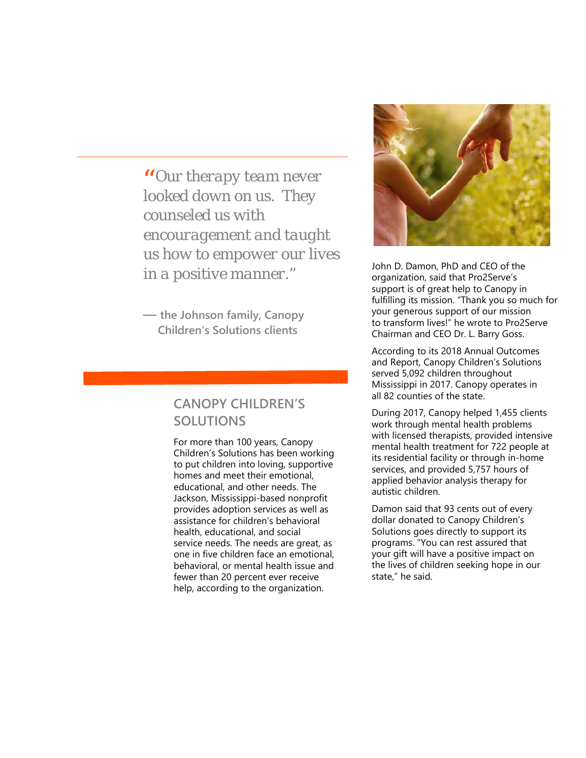> *"Our therapy team never looked down on us. They counseled us with encouragement and taught us how to empower our lives in a positive manner."*
>
> **— the Johnson family, Canopy Children's Solutions clients**

## CANOPY CHILDREN'S SOLUTIONS

For more than 100 years, Canopy Children's Solutions has been working to put children into loving, supportive homes and meet their emotional, educational, and other needs. The Jackson, Mississippi-based nonprofit provides adoption services as well as assistance for children's behavioral health, educational, and social service needs. The needs are great, as one in five children face an emotional, behavioral, or mental health issue and fewer than 20 percent ever receive help, according to the organization.

John D. Damon, PhD and CEO of the organization, said that Pro2Serve's support is of great help to Canopy in fulfilling its mission. "Thank you so much for your generous support of our mission to transform lives!" he wrote to Pro2Serve Chairman and CEO Dr. L. Barry Goss.

According to its 2018 Annual Outcomes and Report, Canopy Children's Solutions served 5,092 children throughout Mississippi in 2017. Canopy operates in all 82 counties of the state.

During 2017, Canopy helped 1,455 clients work through mental health problems with licensed therapists, provided intensive mental health treatment for 722 people at its residential facility or through in-home services, and provided 5,757 hours of applied behavior analysis therapy for autistic children.

Damon said that 93 cents out of every dollar donated to Canopy Children's Solutions goes directly to support its programs. "You can rest assured that your gift will have a positive impact on the lives of children seeking hope in our state," he said.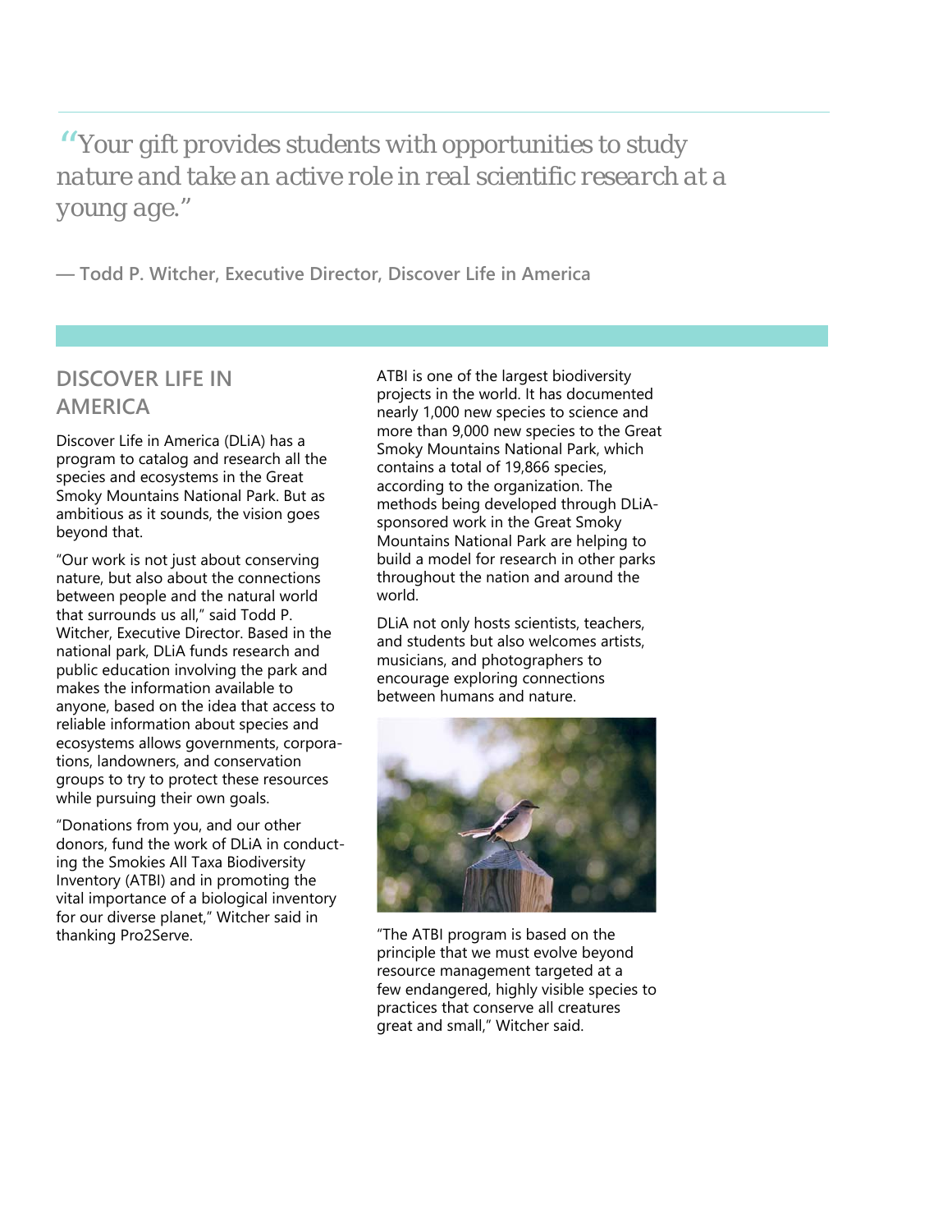> *"Your gift provides students with opportunities to study nature and take an active role in real scientific research at a young age."*
>
> **— Todd P. Witcher, Executive Director, Discover Life in America**

## DISCOVER LIFE IN AMERICA

Discover Life in America (DLiA) has a program to catalog and research all the species and ecosystems in the Great Smoky Mountains National Park. But as ambitious as it sounds, the vision goes beyond that.

"Our work is not just about conserving nature, but also about the connections between people and the natural world that surrounds us all," said Todd P. Witcher, Executive Director. Based in the national park, DLiA funds research and public education involving the park and makes the information available to anyone, based on the idea that access to reliable information about species and ecosystems allows governments, corporations, landowners, and conservation groups to try to protect these resources while pursuing their own goals.

"Donations from you, and our other donors, fund the work of DLiA in conducting the Smokies All Taxa Biodiversity Inventory (ATBI) and in promoting the vital importance of a biological inventory for our diverse planet," Witcher said in thanking Pro2Serve.

ATBI is one of the largest biodiversity projects in the world. It has documented nearly 1,000 new species to science and more than 9,000 new species to the Great Smoky Mountains National Park, which contains a total of 19,866 species, according to the organization. The methods being developed through DLiA-sponsored work in the Great Smoky Mountains National Park are helping to build a model for research in other parks throughout the nation and around the world.

DLiA not only hosts scientists, teachers, and students but also welcomes artists, musicians, and photographers to encourage exploring connections between humans and nature.

"The ATBI program is based on the principle that we must evolve beyond resource management targeted at a few endangered, highly visible species to practices that conserve all creatures great and small," Witcher said.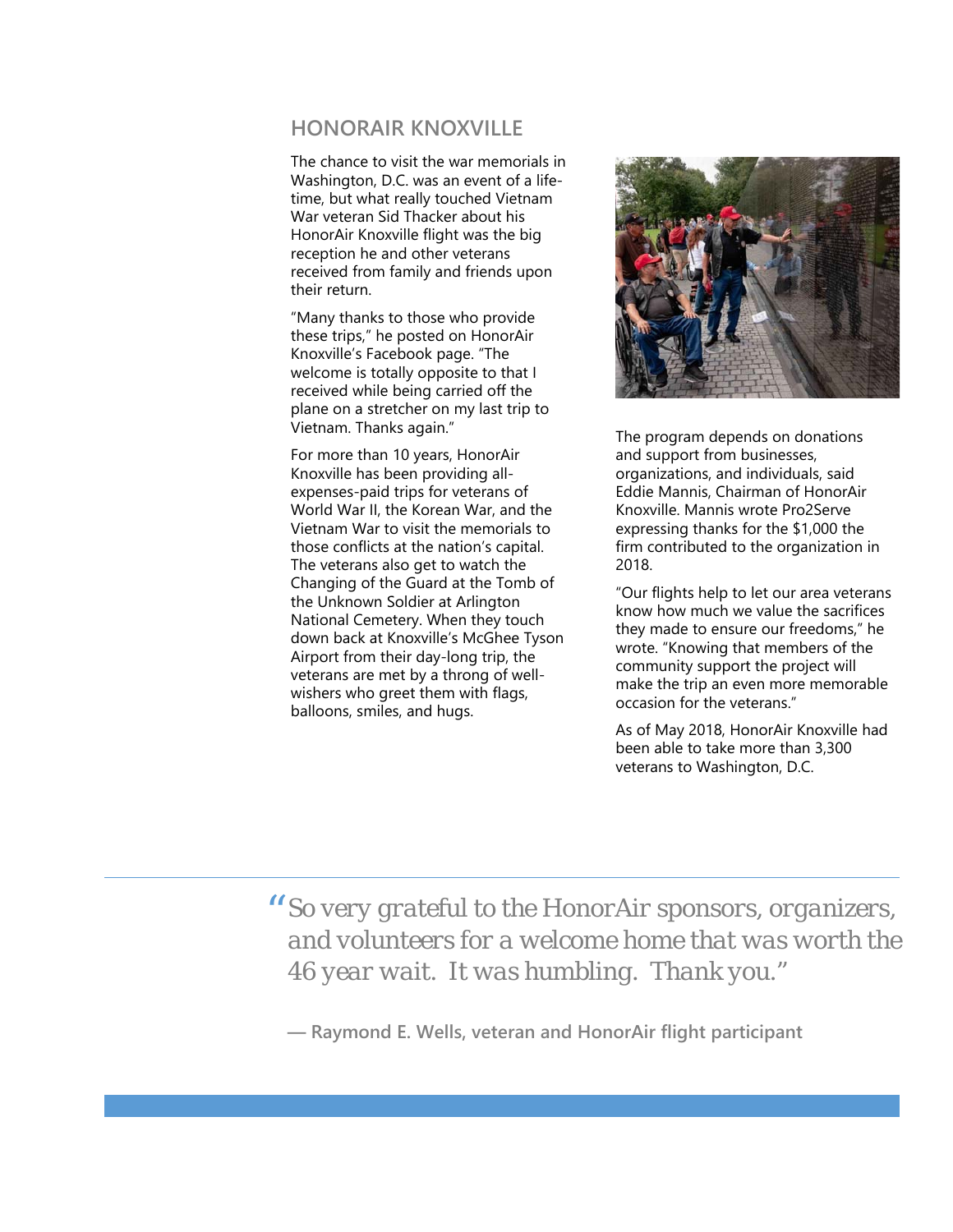## HONORAIR KNOXVILLE

The chance to visit the war memorials in Washington, D.C. was an event of a lifetime, but what really touched Vietnam War veteran Sid Thacker about his HonorAir Knoxville flight was the big reception he and other veterans received from family and friends upon their return.

"Many thanks to those who provide these trips," he posted on HonorAir Knoxville's Facebook page. "The welcome is totally opposite to that I received while being carried off the plane on a stretcher on my last trip to Vietnam. Thanks again."

For more than 10 years, HonorAir Knoxville has been providing all-expenses-paid trips for veterans of World War II, the Korean War, and the Vietnam War to visit the memorials to those conflicts at the nation's capital. The veterans also get to watch the Changing of the Guard at the Tomb of the Unknown Soldier at Arlington National Cemetery. When they touch down back at Knoxville's McGhee Tyson Airport from their day-long trip, the veterans are met by a throng of well-wishers who greet them with flags, balloons, smiles, and hugs.

The program depends on donations and support from businesses, organizations, and individuals, said Eddie Mannis, Chairman of HonorAir Knoxville. Mannis wrote Pro2Serve expressing thanks for the $1,000 the firm contributed to the organization in 2018.

"Our flights help to let our area veterans know how much we value the sacrifices they made to ensure our freedoms," he wrote. "Knowing that members of the community support the project will make the trip an even more memorable occasion for the veterans."

As of May 2018, HonorAir Knoxville had been able to take more than 3,300 veterans to Washington, D.C.

> *"So very grateful to the HonorAir sponsors, organizers, and volunteers for a welcome home that was worth the 46 year wait. It was humbling. Thank you."*
>
> **— Raymond E. Wells, veteran and HonorAir flight participant**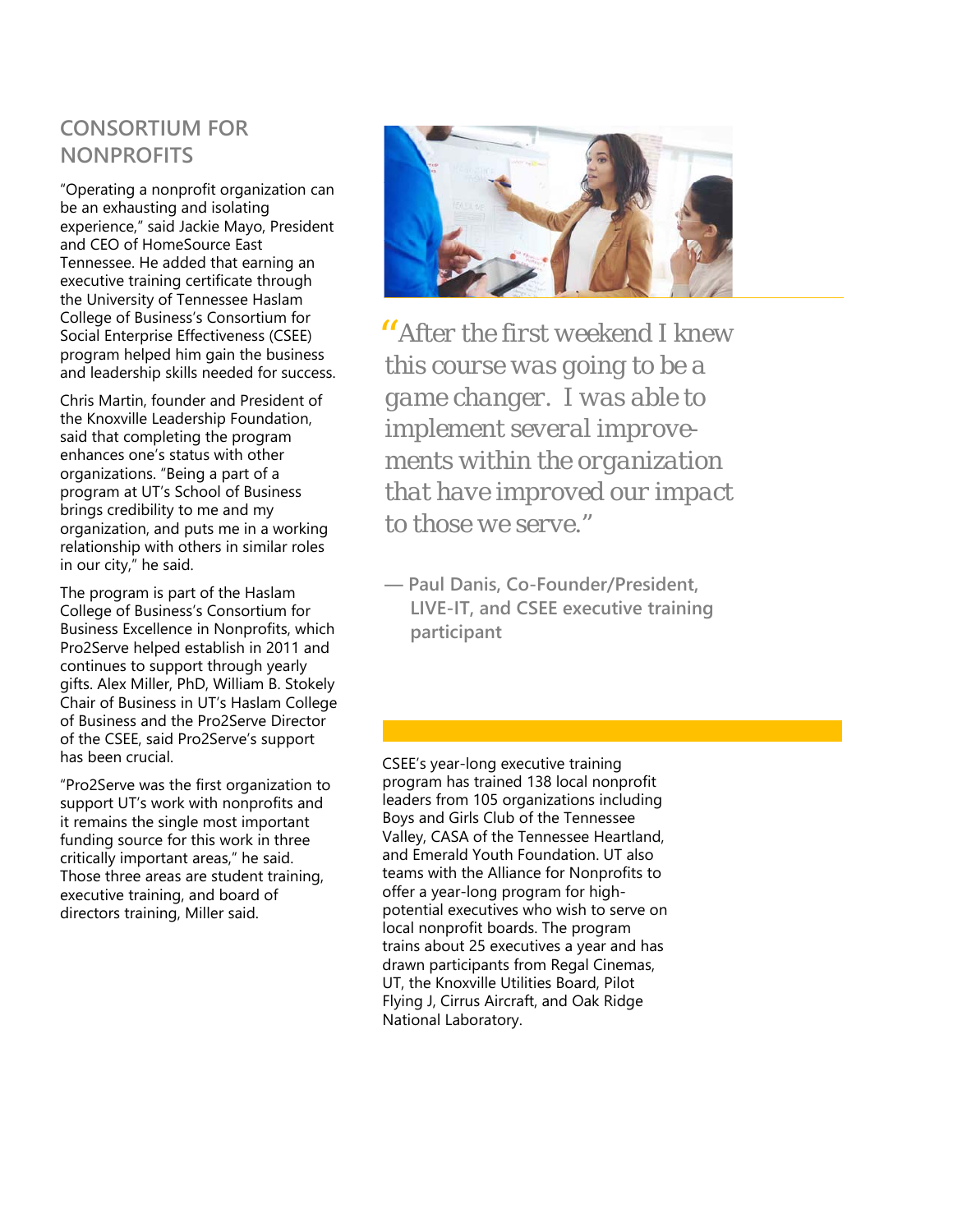## CONSORTIUM FOR NONPROFITS

"Operating a nonprofit organization can be an exhausting and isolating experience," said Jackie Mayo, President and CEO of HomeSource East Tennessee. He added that earning an executive training certificate through the University of Tennessee Haslam College of Business's Consortium for Social Enterprise Effectiveness (CSEE) program helped him gain the business and leadership skills needed for success.

Chris Martin, founder and President of the Knoxville Leadership Foundation, said that completing the program enhances one's status with other organizations. "Being a part of a program at UT's School of Business brings credibility to me and my organization, and puts me in a working relationship with others in similar roles in our city," he said.

The program is part of the Haslam College of Business's Consortium for Business Excellence in Nonprofits, which Pro2Serve helped establish in 2011 and continues to support through yearly gifts. Alex Miller, PhD, William B. Stokely Chair of Business in UT's Haslam College of Business and the Pro2Serve Director of the CSEE, said Pro2Serve's support has been crucial.

"Pro2Serve was the first organization to support UT's work with nonprofits and it remains the single most important funding source for this work in three critically important areas," he said. Those three areas are student training, executive training, and board of directors training, Miller said.

*"After the first weekend I knew this course was going to be a game changer. I was able to implement several improvements within the organization that have improved our impact to those we serve."*

**— Paul Danis, Co-Founder/President, LIVE-IT, and CSEE executive training participant**

CSEE's year-long executive training program has trained 138 local nonprofit leaders from 105 organizations including Boys and Girls Club of the Tennessee Valley, CASA of the Tennessee Heartland, and Emerald Youth Foundation. UT also teams with the Alliance for Nonprofits to offer a year-long program for high-potential executives who wish to serve on local nonprofit boards. The program trains about 25 executives a year and has drawn participants from Regal Cinemas, UT, the Knoxville Utilities Board, Pilot Flying J, Cirrus Aircraft, and Oak Ridge National Laboratory.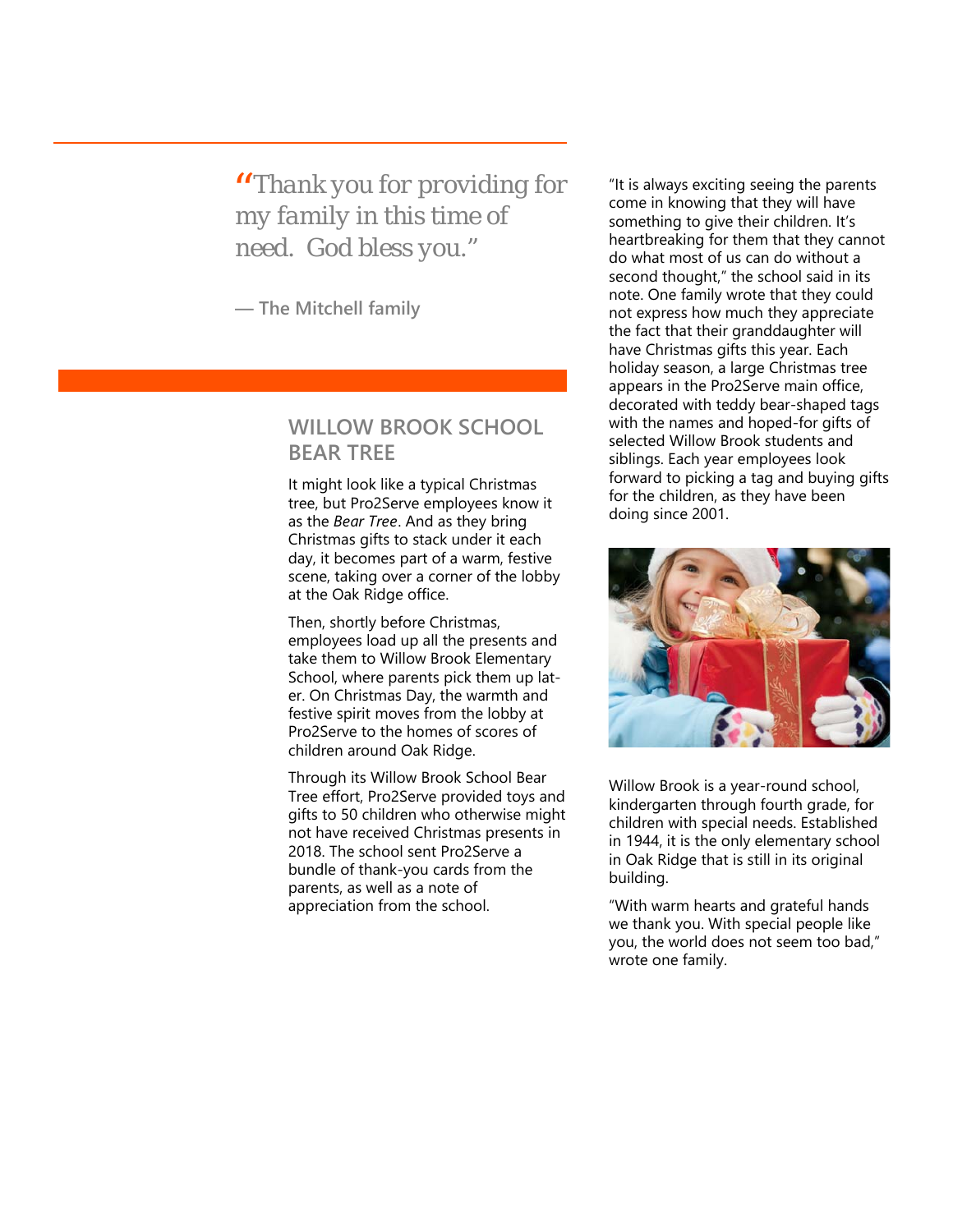> *"Thank you for providing for my family in this time of need. God bless you."*
>
> — The Mitchell family

## WILLOW BROOK SCHOOL BEAR TREE

It might look like a typical Christmas tree, but Pro2Serve employees know it as the *Bear Tree*. And as they bring Christmas gifts to stack under it each day, it becomes part of a warm, festive scene, taking over a corner of the lobby at the Oak Ridge office.

Then, shortly before Christmas, employees load up all the presents and take them to Willow Brook Elementary School, where parents pick them up later. On Christmas Day, the warmth and festive spirit moves from the lobby at Pro2Serve to the homes of scores of children around Oak Ridge.

Through its Willow Brook School Bear Tree effort, Pro2Serve provided toys and gifts to 50 children who otherwise might not have received Christmas presents in 2018. The school sent Pro2Serve a bundle of thank-you cards from the parents, as well as a note of appreciation from the school.

"It is always exciting seeing the parents come in knowing that they will have something to give their children. It's heartbreaking for them that they cannot do what most of us can do without a second thought," the school said in its note. One family wrote that they could not express how much they appreciate the fact that their granddaughter will have Christmas gifts this year. Each holiday season, a large Christmas tree appears in the Pro2Serve main office, decorated with teddy bear-shaped tags with the names and hoped-for gifts of selected Willow Brook students and siblings. Each year employees look forward to picking a tag and buying gifts for the children, as they have been doing since 2001.

Willow Brook is a year-round school, kindergarten through fourth grade, for children with special needs. Established in 1944, it is the only elementary school in Oak Ridge that is still in its original building.

"With warm hearts and grateful hands we thank you. With special people like you, the world does not seem too bad," wrote one family.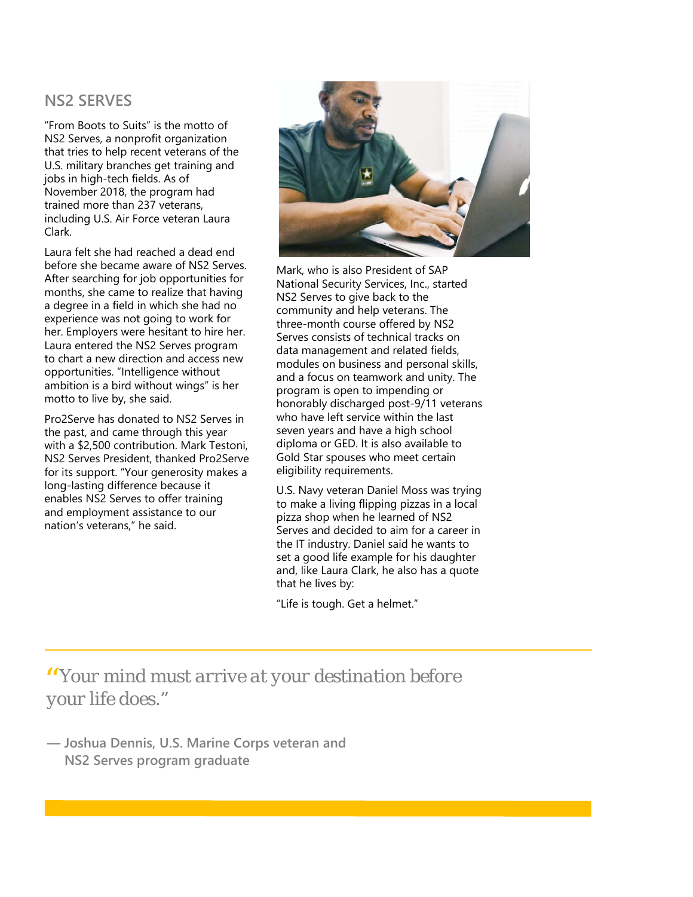## NS2 SERVES

"From Boots to Suits" is the motto of NS2 Serves, a nonprofit organization that tries to help recent veterans of the U.S. military branches get training and jobs in high-tech fields. As of November 2018, the program had trained more than 237 veterans, including U.S. Air Force veteran Laura Clark.

Laura felt she had reached a dead end before she became aware of NS2 Serves. After searching for job opportunities for months, she came to realize that having a degree in a field in which she had no experience was not going to work for her. Employers were hesitant to hire her. Laura entered the NS2 Serves program to chart a new direction and access new opportunities. "Intelligence without ambition is a bird without wings" is her motto to live by, she said.

Pro2Serve has donated to NS2 Serves in the past, and came through this year with a $2,500 contribution. Mark Testoni, NS2 Serves President, thanked Pro2Serve for its support. "Your generosity makes a long-lasting difference because it enables NS2 Serves to offer training and employment assistance to our nation's veterans," he said.

Mark, who is also President of SAP National Security Services, Inc., started NS2 Serves to give back to the community and help veterans. The three-month course offered by NS2 Serves consists of technical tracks on data management and related fields, modules on business and personal skills, and a focus on teamwork and unity. The program is open to impending or honorably discharged post-9/11 veterans who have left service within the last seven years and have a high school diploma or GED. It is also available to Gold Star spouses who meet certain eligibility requirements.

U.S. Navy veteran Daniel Moss was trying to make a living flipping pizzas in a local pizza shop when he learned of NS2 Serves and decided to aim for a career in the IT industry. Daniel said he wants to set a good life example for his daughter and, like Laura Clark, he also has a quote that he lives by:

"Life is tough. Get a helmet."

---

*"Your mind must arrive at your destination before your life does."*

**— Joshua Dennis, U.S. Marine Corps veteran and NS2 Serves program graduate**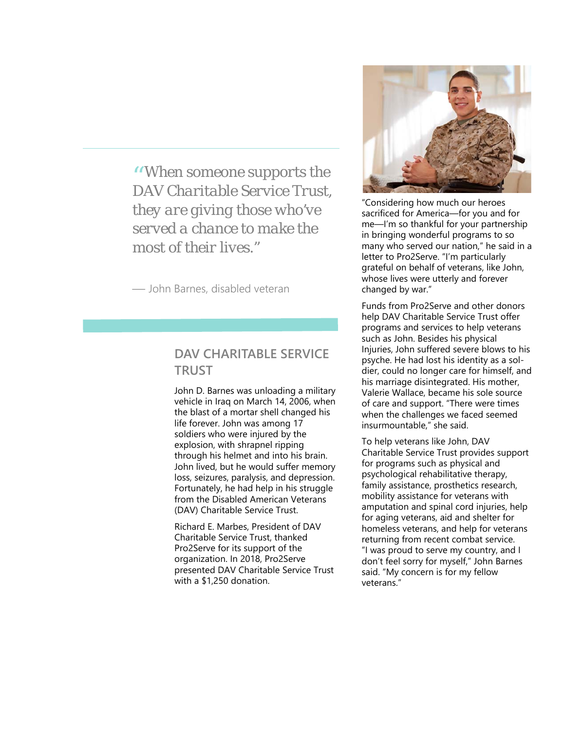> *"When someone supports the DAV Charitable Service Trust, they are giving those who've served a chance to make the most of their lives."*
>
> — John Barnes, disabled veteran

## DAV CHARITABLE SERVICE TRUST

John D. Barnes was unloading a military vehicle in Iraq on March 14, 2006, when the blast of a mortar shell changed his life forever. John was among 17 soldiers who were injured by the explosion, with shrapnel ripping through his helmet and into his brain. John lived, but he would suffer memory loss, seizures, paralysis, and depression. Fortunately, he had help in his struggle from the Disabled American Veterans (DAV) Charitable Service Trust.

Richard E. Marbes, President of DAV Charitable Service Trust, thanked Pro2Serve for its support of the organization. In 2018, Pro2Serve presented DAV Charitable Service Trust with a $1,250 donation.

"Considering how much our heroes sacrificed for America—for you and for me—I'm so thankful for your partnership in bringing wonderful programs to so many who served our nation," he said in a letter to Pro2Serve. "I'm particularly grateful on behalf of veterans, like John, whose lives were utterly and forever changed by war."

Funds from Pro2Serve and other donors help DAV Charitable Service Trust offer programs and services to help veterans such as John. Besides his physical Injuries, John suffered severe blows to his psyche. He had lost his identity as a soldier, could no longer care for himself, and his marriage disintegrated. His mother, Valerie Wallace, became his sole source of care and support. "There were times when the challenges we faced seemed insurmountable," she said.

To help veterans like John, DAV Charitable Service Trust provides support for programs such as physical and psychological rehabilitative therapy, family assistance, prosthetics research, mobility assistance for veterans with amputation and spinal cord injuries, help for aging veterans, aid and shelter for homeless veterans, and help for veterans returning from recent combat service. "I was proud to serve my country, and I don't feel sorry for myself," John Barnes said. "My concern is for my fellow veterans."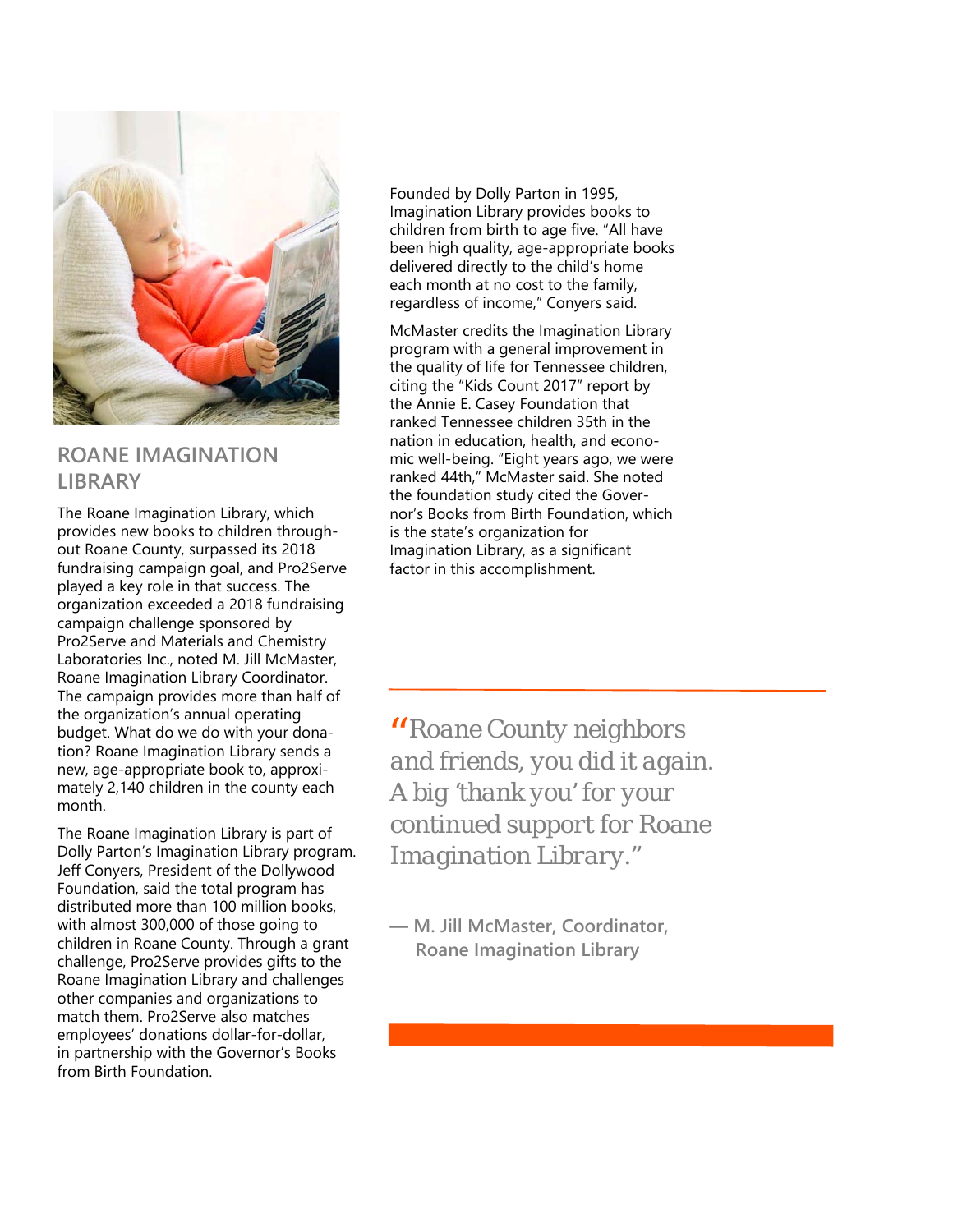## ROANE IMAGINATION LIBRARY

The Roane Imagination Library, which provides new books to children throughout Roane County, surpassed its 2018 fundraising campaign goal, and Pro2Serve played a key role in that success. The organization exceeded a 2018 fundraising campaign challenge sponsored by Pro2Serve and Materials and Chemistry Laboratories Inc., noted M. Jill McMaster, Roane Imagination Library Coordinator. The campaign provides more than half of the organization's annual operating budget. What do we do with your donation? Roane Imagination Library sends a new, age-appropriate book to, approximately 2,140 children in the county each month.

The Roane Imagination Library is part of Dolly Parton's Imagination Library program. Jeff Conyers, President of the Dollywood Foundation, said the total program has distributed more than 100 million books, with almost 300,000 of those going to children in Roane County. Through a grant challenge, Pro2Serve provides gifts to the Roane Imagination Library and challenges other companies and organizations to match them. Pro2Serve also matches employees' donations dollar-for-dollar, in partnership with the Governor's Books from Birth Foundation.

Founded by Dolly Parton in 1995, Imagination Library provides books to children from birth to age five. "All have been high quality, age-appropriate books delivered directly to the child's home each month at no cost to the family, regardless of income," Conyers said.

McMaster credits the Imagination Library program with a general improvement in the quality of life for Tennessee children, citing the "Kids Count 2017" report by the Annie E. Casey Foundation that ranked Tennessee children 35th in the nation in education, health, and economic well-being. "Eight years ago, we were ranked 44th," McMaster said. She noted the foundation study cited the Governor's Books from Birth Foundation, which is the state's organization for Imagination Library, as a significant factor in this accomplishment.

> *"Roane County neighbors and friends, you did it again. A big 'thank you' for your continued support for Roane Imagination Library."*
>
> **— M. Jill McMaster, Coordinator, Roane Imagination Library**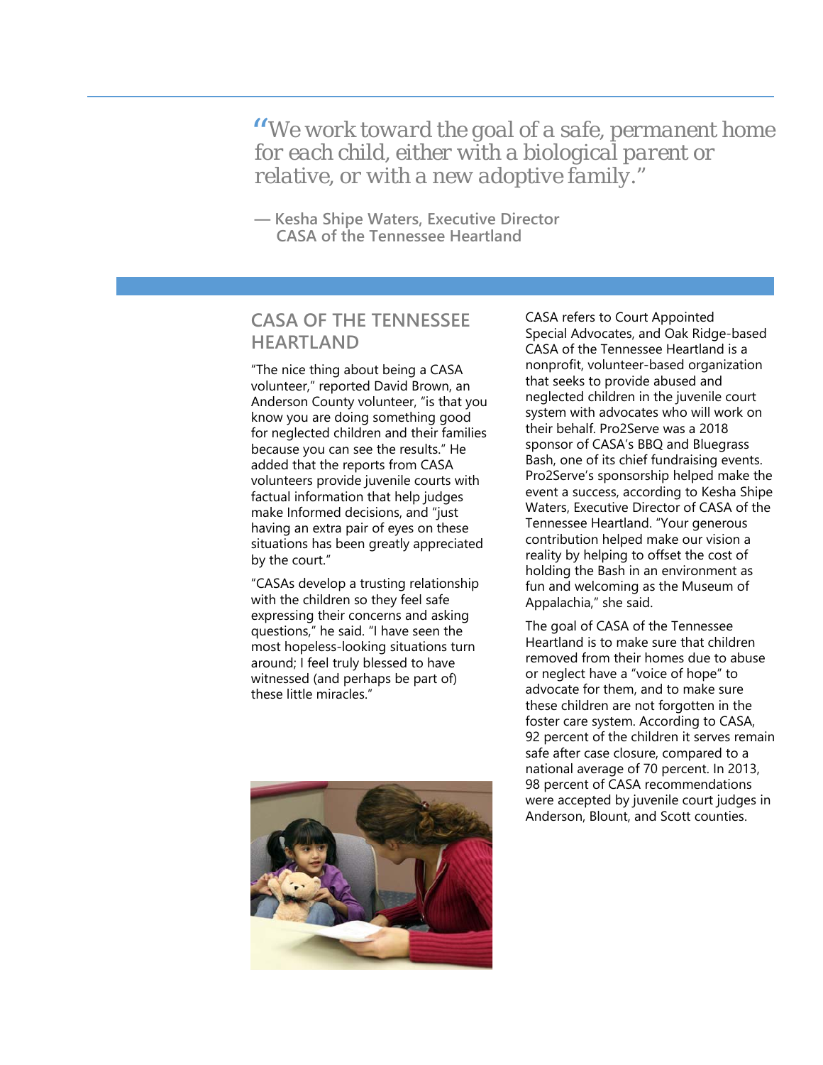> *"We work toward the goal of a safe, permanent home for each child, either with a biological parent or relative, or with a new adoptive family."*
>
> — Kesha Shipe Waters, Executive Director
> CASA of the Tennessee Heartland

## CASA OF THE TENNESSEE HEARTLAND

"The nice thing about being a CASA volunteer," reported David Brown, an Anderson County volunteer, "is that you know you are doing something good for neglected children and their families because you can see the results." He added that the reports from CASA volunteers provide juvenile courts with factual information that help judges make Informed decisions, and "just having an extra pair of eyes on these situations has been greatly appreciated by the court."

"CASAs develop a trusting relationship with the children so they feel safe expressing their concerns and asking questions," he said. "I have seen the most hopeless-looking situations turn around; I feel truly blessed to have witnessed (and perhaps be part of) these little miracles."

CASA refers to Court Appointed Special Advocates, and Oak Ridge-based CASA of the Tennessee Heartland is a nonprofit, volunteer-based organization that seeks to provide abused and neglected children in the juvenile court system with advocates who will work on their behalf. Pro2Serve was a 2018 sponsor of CASA's BBQ and Bluegrass Bash, one of its chief fundraising events. Pro2Serve's sponsorship helped make the event a success, according to Kesha Shipe Waters, Executive Director of CASA of the Tennessee Heartland. "Your generous contribution helped make our vision a reality by helping to offset the cost of holding the Bash in an environment as fun and welcoming as the Museum of Appalachia," she said.

The goal of CASA of the Tennessee Heartland is to make sure that children removed from their homes due to abuse or neglect have a "voice of hope" to advocate for them, and to make sure these children are not forgotten in the foster care system. According to CASA, 92 percent of the children it serves remain safe after case closure, compared to a national average of 70 percent. In 2013, 98 percent of CASA recommendations were accepted by juvenile court judges in Anderson, Blount, and Scott counties.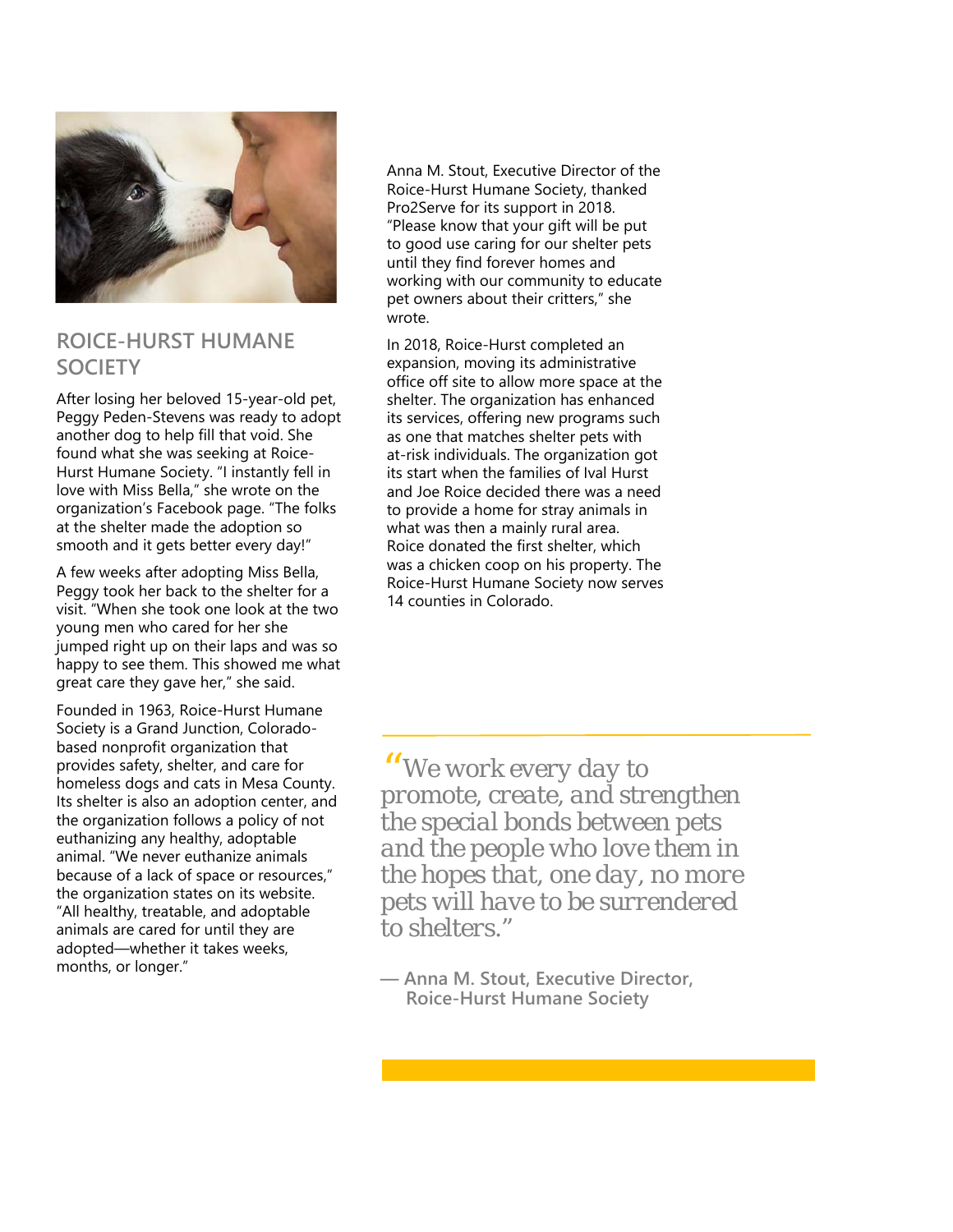## ROICE-HURST HUMANE SOCIETY

After losing her beloved 15-year-old pet, Peggy Peden-Stevens was ready to adopt another dog to help fill that void. She found what she was seeking at Roice-Hurst Humane Society. "I instantly fell in love with Miss Bella," she wrote on the organization's Facebook page. "The folks at the shelter made the adoption so smooth and it gets better every day!"

A few weeks after adopting Miss Bella, Peggy took her back to the shelter for a visit. "When she took one look at the two young men who cared for her she jumped right up on their laps and was so happy to see them. This showed me what great care they gave her," she said.

Founded in 1963, Roice-Hurst Humane Society is a Grand Junction, Colorado-based nonprofit organization that provides safety, shelter, and care for homeless dogs and cats in Mesa County. Its shelter is also an adoption center, and the organization follows a policy of not euthanizing any healthy, adoptable animal. "We never euthanize animals because of a lack of space or resources," the organization states on its website. "All healthy, treatable, and adoptable animals are cared for until they are adopted—whether it takes weeks, months, or longer."

Anna M. Stout, Executive Director of the Roice-Hurst Humane Society, thanked Pro2Serve for its support in 2018. "Please know that your gift will be put to good use caring for our shelter pets until they find forever homes and working with our community to educate pet owners about their critters," she wrote.

In 2018, Roice-Hurst completed an expansion, moving its administrative office off site to allow more space at the shelter. The organization has enhanced its services, offering new programs such as one that matches shelter pets with at-risk individuals. The organization got its start when the families of Ival Hurst and Joe Roice decided there was a need to provide a home for stray animals in what was then a mainly rural area. Roice donated the first shelter, which was a chicken coop on his property. The Roice-Hurst Humane Society now serves 14 counties in Colorado.

> *"We work every day to promote, create, and strengthen the special bonds between pets and the people who love them in the hopes that, one day, no more pets will have to be surrendered to shelters."*
>
> **— Anna M. Stout, Executive Director, Roice-Hurst Humane Society**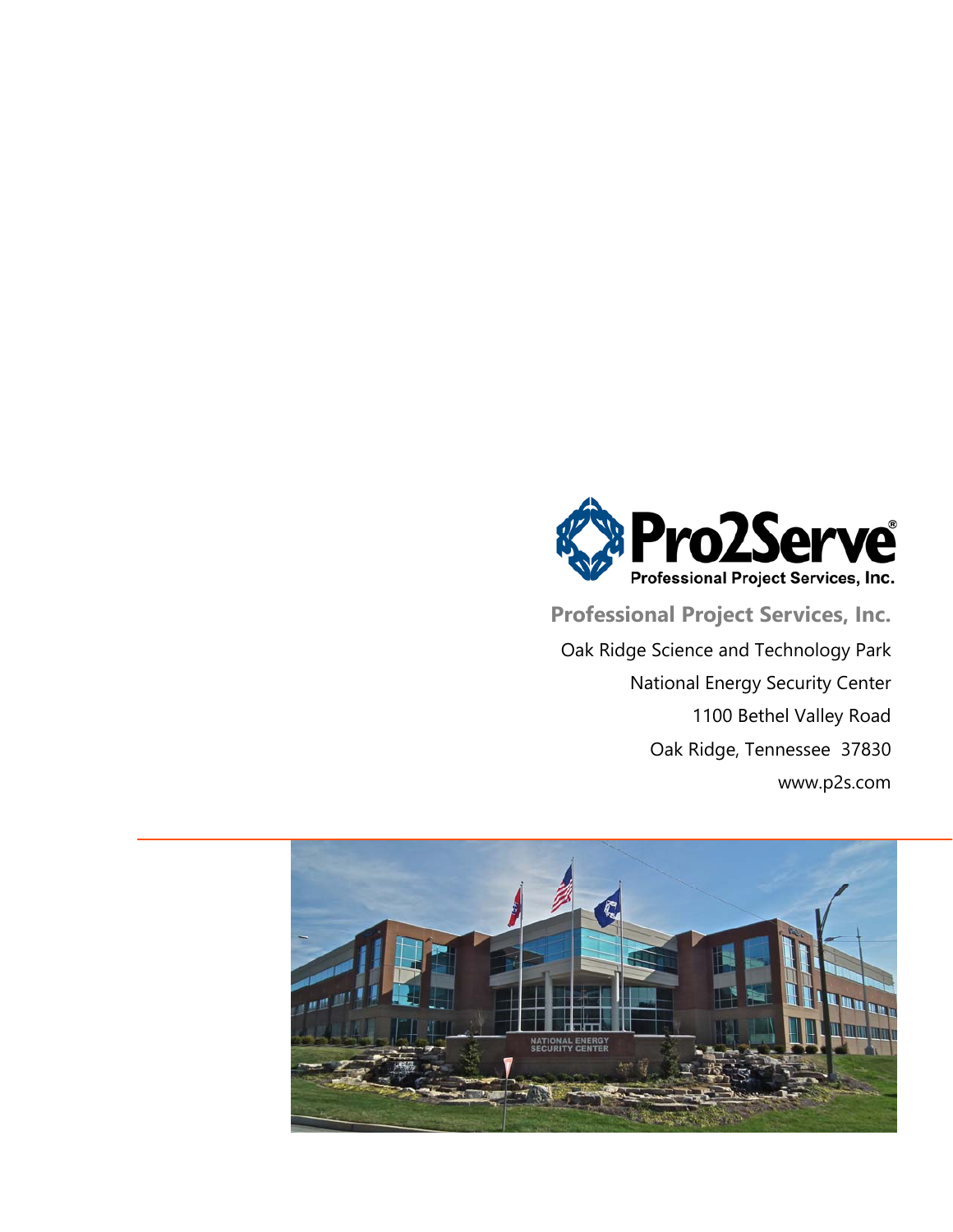Pro2Serve®
Professional Project Services, Inc.

**Professional Project Services, Inc.**

Oak Ridge Science and Technology Park

National Energy Security Center

1100 Bethel Valley Road

Oak Ridge, Tennessee 37830

www.p2s.com